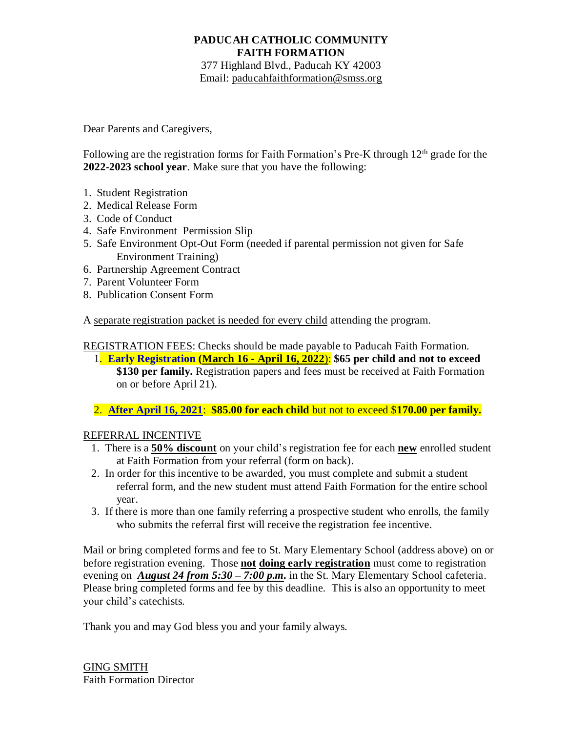**PADUCAH CATHOLIC COMMUNITY**
**FAITH FORMATION**
377 Highland Blvd., Paducah KY 42003
Email: paducahfaithformation@smss.org

Dear Parents and Caregivers,

Following are the registration forms for Faith Formation's Pre-K through 12th grade for the **2022-2023 school year**. Make sure that you have the following:

1. Student Registration
2. Medical Release Form
3. Code of Conduct
4. Safe Environment Permission Slip
5. Safe Environment Opt-Out Form (needed if parental permission not given for Safe Environment Training)
6. Partnership Agreement Contract
7. Parent Volunteer Form
8. Publication Consent Form

A separate registration packet is needed for every child attending the program.

REGISTRATION FEES: Checks should be made payable to Paducah Faith Formation.

1. **Early Registration (March 16 - April 16, 2022)**: **$65 per child and not to exceed $130 per family.** Registration papers and fees must be received at Faith Formation on or before April 21).

2. **After April 16, 2021**: **$85.00 for each child** but not to exceed $**170.00 per family.**

REFERRAL INCENTIVE

1. There is a **50% discount** on your child's registration fee for each **new** enrolled student at Faith Formation from your referral (form on back).
2. In order for this incentive to be awarded, you must complete and submit a student referral form, and the new student must attend Faith Formation for the entire school year.
3. If there is more than one family referring a prospective student who enrolls, the family who submits the referral first will receive the registration fee incentive.

Mail or bring completed forms and fee to St. Mary Elementary School (address above) on or before registration evening. Those **not doing early registration** must come to registration evening on ***August 24 from 5:30 – 7:00 p.m*.** in the St. Mary Elementary School cafeteria. Please bring completed forms and fee by this deadline. This is also an opportunity to meet your child's catechists.

Thank you and may God bless you and your family always.

GING SMITH
Faith Formation Director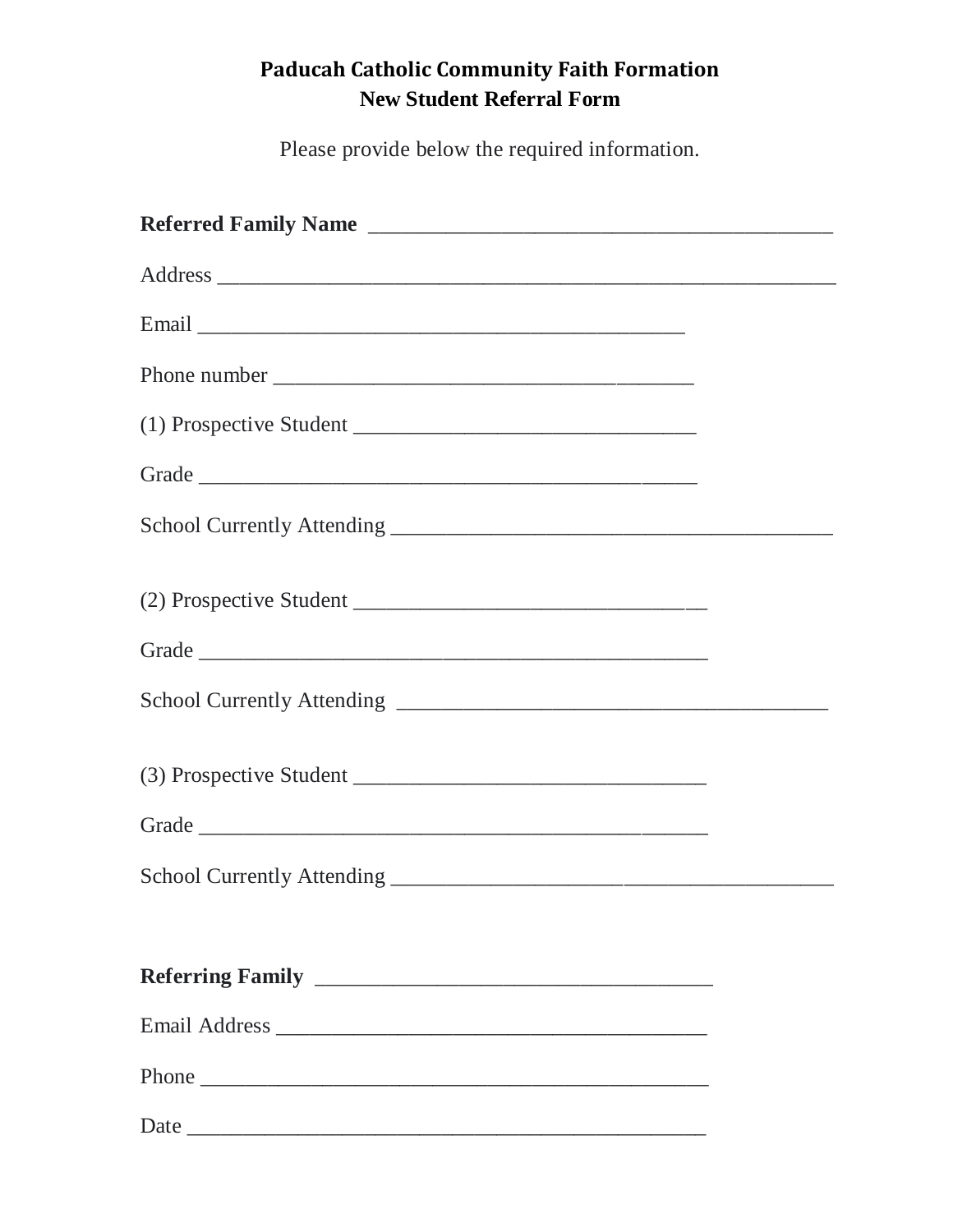**Paducah Catholic Community Faith Formation**

**New Student Referral Form**

Please provide below the required information.

**Referred Family Name** ___________________________________________

Address ___________________________________________________________

Email ______________________________________________

Phone number ________________________________________

(1) Prospective Student ________________________________

Grade ______________________________________________

School Currently Attending _____________________________________

(2) Prospective Student _________________________________

Grade _______________________________________________

School Currently Attending ______________________________________

(3) Prospective Student _________________________________

Grade _______________________________________________

School Currently Attending _____________________________________

**Referring Family** _____________________________________

Email Address ________________________________________

Phone _______________________________________________

Date ________________________________________________